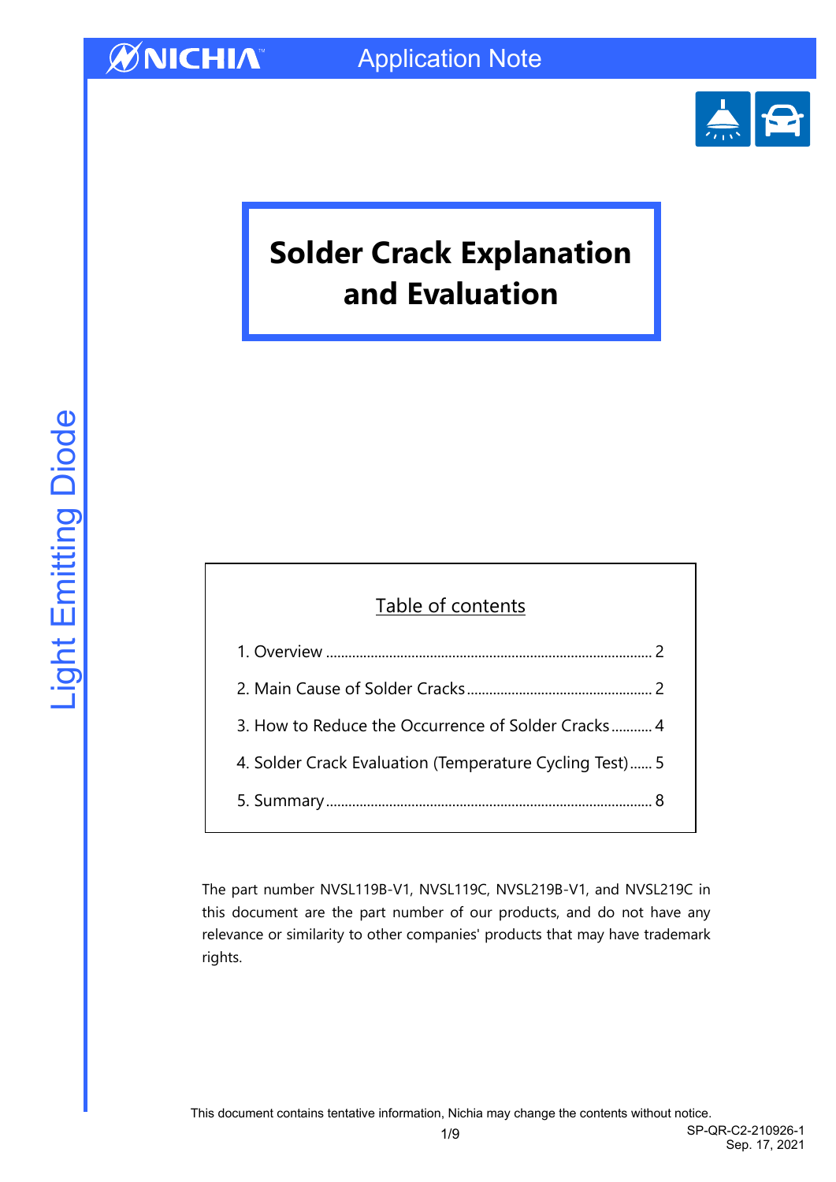NICHIA Application Note

Light Emitting Diode

# Solder Crack Explanation and Evaluation

## Table of contents

1. Overview ..................... 2
2. Main Cause of Solder Cracks ..................... 2
3. How to Reduce the Occurrence of Solder Cracks ..................... 4
4. Solder Crack Evaluation (Temperature Cycling Test) ..................... 5
5. Summary ..................... 8

The part number NVSL119B-V1, NVSL119C, NVSL219B-V1, and NVSL219C in this document are the part number of our products, and do not have any relevance or similarity to other companies' products that may have trademark rights.

This document contains tentative information, Nichia may change the contents without notice.

SP-QR-C2-210926-1
Sep. 17, 2021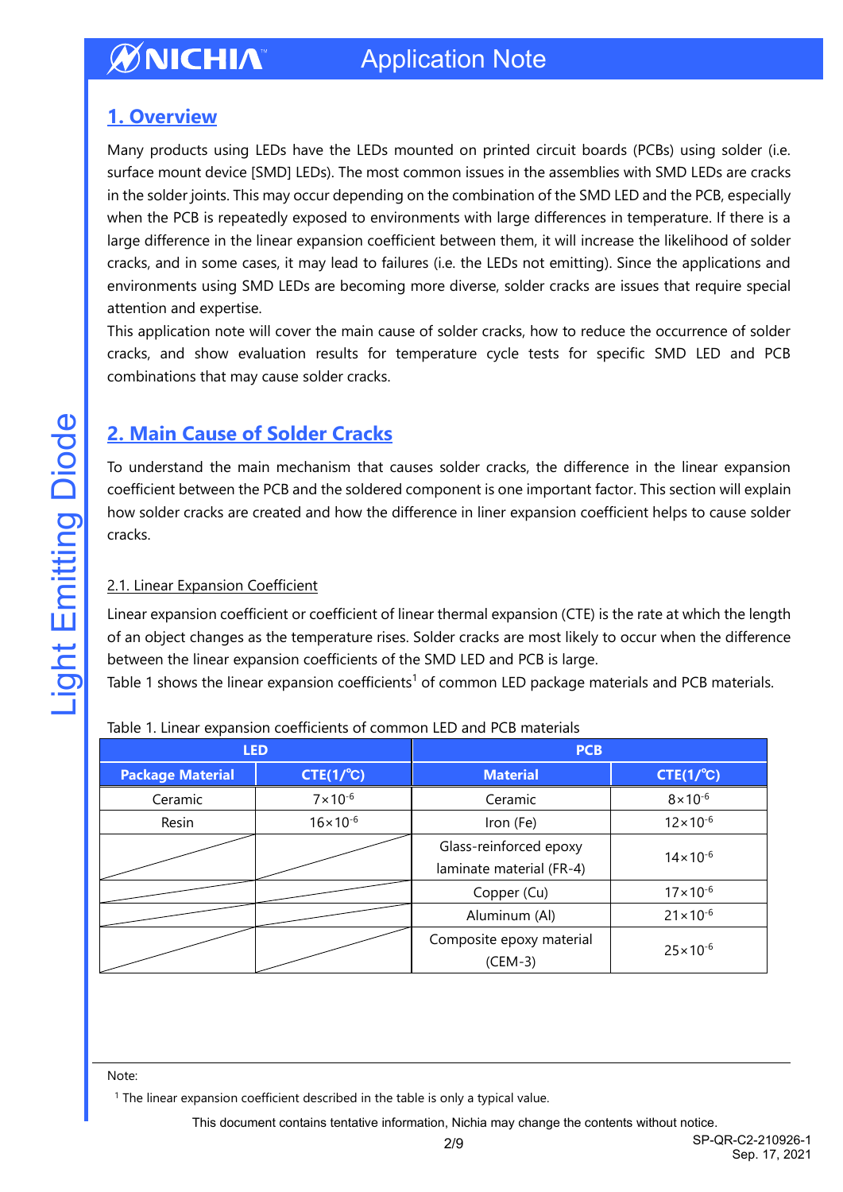## 1. Overview

Many products using LEDs have the LEDs mounted on printed circuit boards (PCBs) using solder (i.e. surface mount device [SMD] LEDs). The most common issues in the assemblies with SMD LEDs are cracks in the solder joints. This may occur depending on the combination of the SMD LED and the PCB, especially when the PCB is repeatedly exposed to environments with large differences in temperature. If there is a large difference in the linear expansion coefficient between them, it will increase the likelihood of solder cracks, and in some cases, it may lead to failures (i.e. the LEDs not emitting). Since the applications and environments using SMD LEDs are becoming more diverse, solder cracks are issues that require special attention and expertise.

This application note will cover the main cause of solder cracks, how to reduce the occurrence of solder cracks, and show evaluation results for temperature cycle tests for specific SMD LED and PCB combinations that may cause solder cracks.

## 2. Main Cause of Solder Cracks

To understand the main mechanism that causes solder cracks, the difference in the linear expansion coefficient between the PCB and the soldered component is one important factor. This section will explain how solder cracks are created and how the difference in liner expansion coefficient helps to cause solder cracks.

### 2.1. Linear Expansion Coefficient

Linear expansion coefficient or coefficient of linear thermal expansion (CTE) is the rate at which the length of an object changes as the temperature rises. Solder cracks are most likely to occur when the difference between the linear expansion coefficients of the SMD LED and PCB is large.

Table 1 shows the linear expansion coefficients[1] of common LED package materials and PCB materials.

Table 1. Linear expansion coefficients of common LED and PCB materials

| LED | | PCB | |
|---|---|---|---|
| **Package Material** | **CTE(1/℃)** | **Material** | **CTE(1/℃)** |
| Ceramic | $7\times10^{-6}$ | Ceramic | $8\times10^{-6}$ |
| Resin | $16\times10^{-6}$ | Iron (Fe) | $12\times10^{-6}$ |
| | | Glass-reinforced epoxy laminate material (FR-4) | $14\times10^{-6}$ |
| | | Copper (Cu) | $17\times10^{-6}$ |
| | | Aluminum (Al) | $21\times10^{-6}$ |
| | | Composite epoxy material (CEM-3) | $25\times10^{-6}$ |

Note:

[1] The linear expansion coefficient described in the table is only a typical value.

This document contains tentative information, Nichia may change the contents without notice.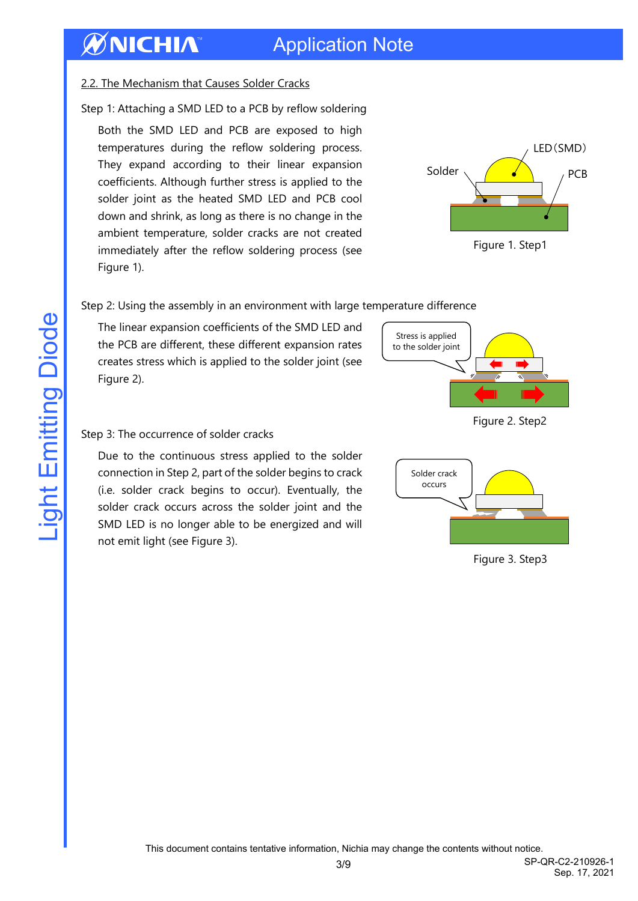## 2.2. The Mechanism that Causes Solder Cracks

Step 1: Attaching a SMD LED to a PCB by reflow soldering

Both the SMD LED and PCB are exposed to high temperatures during the reflow soldering process. They expand according to their linear expansion coefficients. Although further stress is applied to the solder joint as the heated SMD LED and PCB cool down and shrink, as long as there is no change in the ambient temperature, solder cracks are not created immediately after the reflow soldering process (see Figure 1).

Figure 1. Step1

Step 2: Using the assembly in an environment with large temperature difference

The linear expansion coefficients of the SMD LED and the PCB are different, these different expansion rates creates stress which is applied to the solder joint (see Figure 2).

Figure 2. Step2

Step 3: The occurrence of solder cracks

Due to the continuous stress applied to the solder connection in Step 2, part of the solder begins to crack (i.e. solder crack begins to occur). Eventually, the solder crack occurs across the solder joint and the SMD LED is no longer able to be energized and will not emit light (see Figure 3).

Figure 3. Step3

This document contains tentative information, Nichia may change the contents without notice.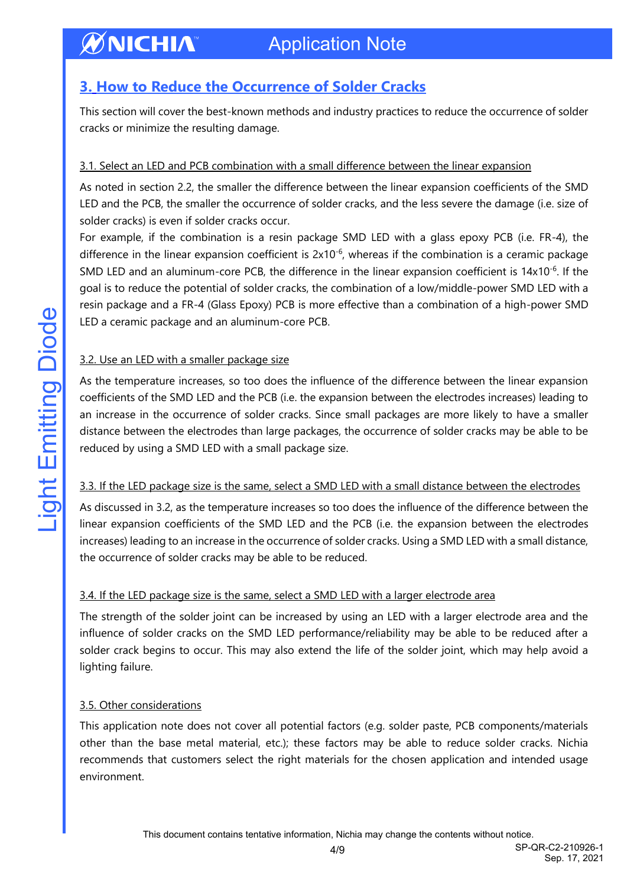## 3. How to Reduce the Occurrence of Solder Cracks

This section will cover the best-known methods and industry practices to reduce the occurrence of solder cracks or minimize the resulting damage.

### 3.1. Select an LED and PCB combination with a small difference between the linear expansion

As noted in section 2.2, the smaller the difference between the linear expansion coefficients of the SMD LED and the PCB, the smaller the occurrence of solder cracks, and the less severe the damage (i.e. size of solder cracks) is even if solder cracks occur.

For example, if the combination is a resin package SMD LED with a glass epoxy PCB (i.e. FR-4), the difference in the linear expansion coefficient is $2x10^{-6}$, whereas if the combination is a ceramic package SMD LED and an aluminum-core PCB, the difference in the linear expansion coefficient is $14x10^{-6}$. If the goal is to reduce the potential of solder cracks, the combination of a low/middle-power SMD LED with a resin package and a FR-4 (Glass Epoxy) PCB is more effective than a combination of a high-power SMD LED a ceramic package and an aluminum-core PCB.

### 3.2. Use an LED with a smaller package size

As the temperature increases, so too does the influence of the difference between the linear expansion coefficients of the SMD LED and the PCB (i.e. the expansion between the electrodes increases) leading to an increase in the occurrence of solder cracks. Since small packages are more likely to have a smaller distance between the electrodes than large packages, the occurrence of solder cracks may be able to be reduced by using a SMD LED with a small package size.

### 3.3. If the LED package size is the same, select a SMD LED with a small distance between the electrodes

As discussed in 3.2, as the temperature increases so too does the influence of the difference between the linear expansion coefficients of the SMD LED and the PCB (i.e. the expansion between the electrodes increases) leading to an increase in the occurrence of solder cracks. Using a SMD LED with a small distance, the occurrence of solder cracks may be able to be reduced.

### 3.4. If the LED package size is the same, select a SMD LED with a larger electrode area

The strength of the solder joint can be increased by using an LED with a larger electrode area and the influence of solder cracks on the SMD LED performance/reliability may be able to be reduced after a solder crack begins to occur. This may also extend the life of the solder joint, which may help avoid a lighting failure.

### 3.5. Other considerations

This application note does not cover all potential factors (e.g. solder paste, PCB components/materials other than the base metal material, etc.); these factors may be able to reduce solder cracks. Nichia recommends that customers select the right materials for the chosen application and intended usage environment.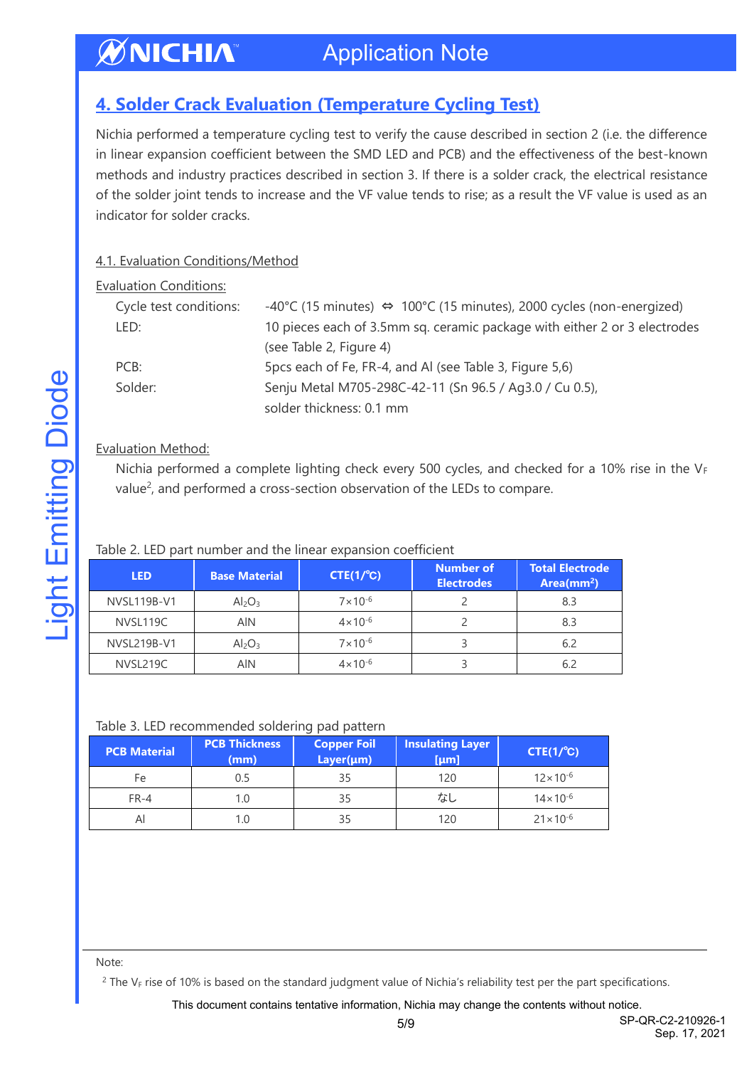## 4. Solder Crack Evaluation (Temperature Cycling Test)

Nichia performed a temperature cycling test to verify the cause described in section 2 (i.e. the difference in linear expansion coefficient between the SMD LED and PCB) and the effectiveness of the best-known methods and industry practices described in section 3. If there is a solder crack, the electrical resistance of the solder joint tends to increase and the VF value tends to rise; as a result the VF value is used as an indicator for solder cracks.

### 4.1. Evaluation Conditions/Method

Evaluation Conditions:

- Cycle test conditions: -40°C (15 minutes) ⇔ 100°C (15 minutes), 2000 cycles (non-energized)
- LED: 10 pieces each of 3.5mm sq. ceramic package with either 2 or 3 electrodes (see Table 2, Figure 4)
- PCB: 5pcs each of Fe, FR-4, and Al (see Table 3, Figure 5,6)
- Solder: Senju Metal M705-298C-42-11 (Sn 96.5 / Ag3.0 / Cu 0.5), solder thickness: 0.1 mm

Evaluation Method:

Nichia performed a complete lighting check every 500 cycles, and checked for a 10% rise in the $V_F$ value[2], and performed a cross-section observation of the LEDs to compare.

Table 2. LED part number and the linear expansion coefficient

| LED | Base Material | CTE(1/℃) | Number of Electrodes | Total Electrode Area(mm²) |
|---|---|---|---|---|
| NVSL119B-V1 | $Al_2O_3$ | $7\times10^{-6}$ | 2 | 8.3 |
| NVSL119C | AlN | $4\times10^{-6}$ | 2 | 8.3 |
| NVSL219B-V1 | $Al_2O_3$ | $7\times10^{-6}$ | 3 | 6.2 |
| NVSL219C | AlN | $4\times10^{-6}$ | 3 | 6.2 |

Table 3. LED recommended soldering pad pattern

| PCB Material | PCB Thickness (mm) | Copper Foil Layer(µm) | Insulating Layer [µm] | CTE(1/℃) |
|---|---|---|---|---|
| Fe | 0.5 | 35 | 120 | $12\times10^{-6}$ |
| FR-4 | 1.0 | 35 | なし | $14\times10^{-6}$ |
| Al | 1.0 | 35 | 120 | $21\times10^{-6}$ |

Note:

[2] The $V_F$ rise of 10% is based on the standard judgment value of Nichia's reliability test per the part specifications.

This document contains tentative information, Nichia may change the contents without notice.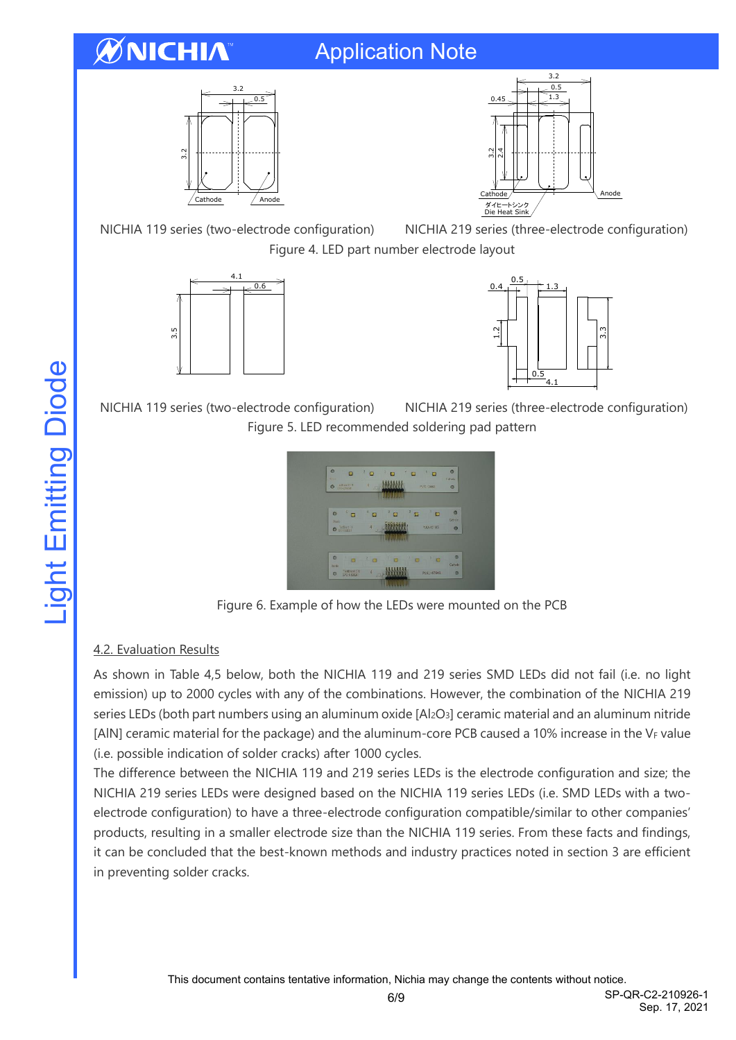NICHIA 119 series (two-electrode configuration)

NICHIA 219 series (three-electrode configuration)

Figure 4. LED part number electrode layout

NICHIA 119 series (two-electrode configuration)

NICHIA 219 series (three-electrode configuration)

Figure 5. LED recommended soldering pad pattern

Figure 6. Example of how the LEDs were mounted on the PCB

4.2. Evaluation Results

As shown in Table 4,5 below, both the NICHIA 119 and 219 series SMD LEDs did not fail (i.e. no light emission) up to 2000 cycles with any of the combinations. However, the combination of the NICHIA 219 series LEDs (both part numbers using an aluminum oxide [$Al_2O_3$] ceramic material and an aluminum nitride [AlN] ceramic material for the package) and the aluminum-core PCB caused a 10% increase in the $V_F$ value (i.e. possible indication of solder cracks) after 1000 cycles.

The difference between the NICHIA 119 and 219 series LEDs is the electrode configuration and size; the NICHIA 219 series LEDs were designed based on the NICHIA 119 series LEDs (i.e. SMD LEDs with a two-electrode configuration) to have a three-electrode configuration compatible/similar to other companies' products, resulting in a smaller electrode size than the NICHIA 119 series. From these facts and findings, it can be concluded that the best-known methods and industry practices noted in section 3 are efficient in preventing solder cracks.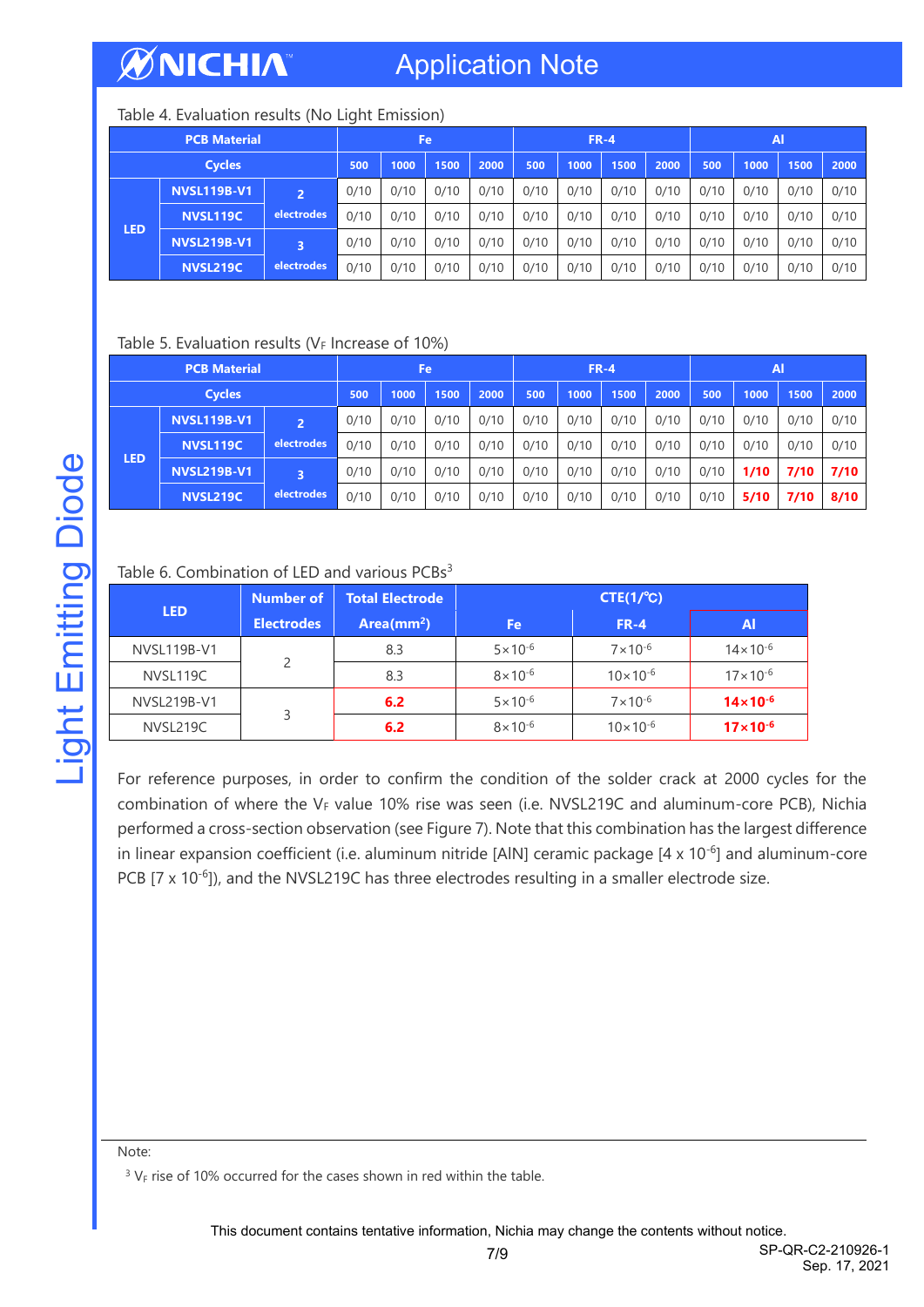Table 4. Evaluation results (No Light Emission)

| PCB Material | | | Fe | | | | FR-4 | | | | Al | | | |
|---|---|---|---|---|---|---|---|---|---|---|---|---|---|---|
| Cycles | | | 500 | 1000 | 1500 | 2000 | 500 | 1000 | 1500 | 2000 | 500 | 1000 | 1500 | 2000 |
| LED | NVSL119B-V1 | 2 electrodes | 0/10 | 0/10 | 0/10 | 0/10 | 0/10 | 0/10 | 0/10 | 0/10 | 0/10 | 0/10 | 0/10 | 0/10 |
| | NVSL119C | | 0/10 | 0/10 | 0/10 | 0/10 | 0/10 | 0/10 | 0/10 | 0/10 | 0/10 | 0/10 | 0/10 | 0/10 |
| | NVSL219B-V1 | 3 electrodes | 0/10 | 0/10 | 0/10 | 0/10 | 0/10 | 0/10 | 0/10 | 0/10 | 0/10 | 0/10 | 0/10 | 0/10 |
| | NVSL219C | | 0/10 | 0/10 | 0/10 | 0/10 | 0/10 | 0/10 | 0/10 | 0/10 | 0/10 | 0/10 | 0/10 | 0/10 |

Table 5. Evaluation results ($V_F$ Increase of 10%)

| PCB Material | | | Fe | | | | FR-4 | | | | Al | | | |
|---|---|---|---|---|---|---|---|---|---|---|---|---|---|---|
| Cycles | | | 500 | 1000 | 1500 | 2000 | 500 | 1000 | 1500 | 2000 | 500 | 1000 | 1500 | 2000 |
| LED | NVSL119B-V1 | 2 electrodes | 0/10 | 0/10 | 0/10 | 0/10 | 0/10 | 0/10 | 0/10 | 0/10 | 0/10 | 0/10 | 0/10 | 0/10 |
| | NVSL119C | | 0/10 | 0/10 | 0/10 | 0/10 | 0/10 | 0/10 | 0/10 | 0/10 | 0/10 | 0/10 | 0/10 | 0/10 |
| | NVSL219B-V1 | 3 electrodes | 0/10 | 0/10 | 0/10 | 0/10 | 0/10 | 0/10 | 0/10 | 0/10 | 0/10 | **1/10** | **7/10** | **7/10** |
| | NVSL219C | | 0/10 | 0/10 | 0/10 | 0/10 | 0/10 | 0/10 | 0/10 | 0/10 | 0/10 | **5/10** | **7/10** | **8/10** |

Table 6. Combination of LED and various PCBs[3]

| LED | Number of Electrodes | Total Electrode Area($mm^2$) | CTE(1/℃) | | |
|---|---|---|---|---|---|
| | | | Fe | FR-4 | Al |
| NVSL119B-V1 | 2 | 8.3 | $5\times10^{-6}$ | $7\times10^{-6}$ | $14\times10^{-6}$ |
| NVSL119C | | 8.3 | $8\times10^{-6}$ | $10\times10^{-6}$ | $17\times10^{-6}$ |
| NVSL219B-V1 | 3 | **6.2** | $5\times10^{-6}$ | $7\times10^{-6}$ | **$14\times10^{-6}$** |
| NVSL219C | | **6.2** | $8\times10^{-6}$ | $10\times10^{-6}$ | **$17\times10^{-6}$** |

For reference purposes, in order to confirm the condition of the solder crack at 2000 cycles for the combination of where the $V_F$ value 10% rise was seen (i.e. NVSL219C and aluminum-core PCB), Nichia performed a cross-section observation (see Figure 7). Note that this combination has the largest difference in linear expansion coefficient (i.e. aluminum nitride [AlN] ceramic package [4 x $10^{-6}$] and aluminum-core PCB [7 x $10^{-6}$]), and the NVSL219C has three electrodes resulting in a smaller electrode size.

Note:

[3] $V_F$ rise of 10% occurred for the cases shown in red within the table.

This document contains tentative information, Nichia may change the contents without notice.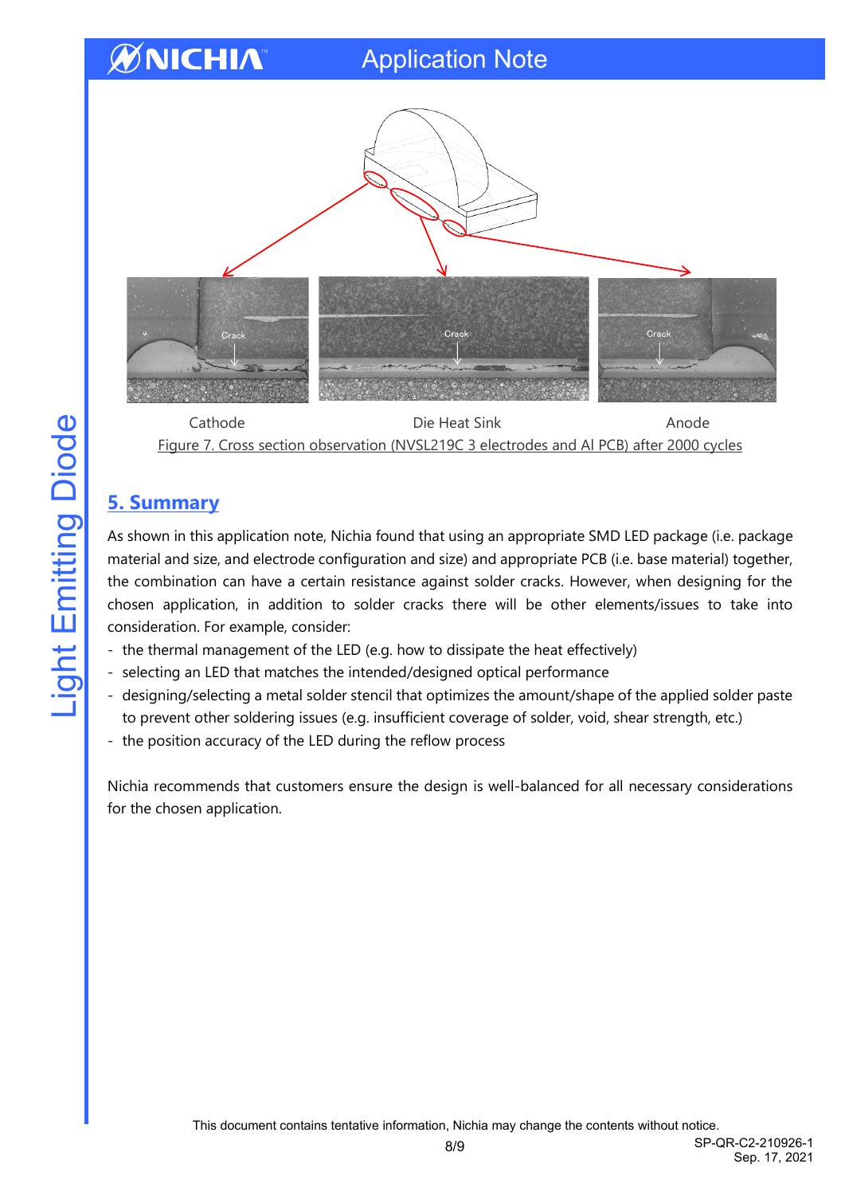Cathode　　Die Heat Sink　　Anode

Figure 7. Cross section observation (NVSL219C 3 electrodes and Al PCB) after 2000 cycles

## 5. Summary

As shown in this application note, Nichia found that using an appropriate SMD LED package (i.e. package material and size, and electrode configuration and size) and appropriate PCB (i.e. base material) together, the combination can have a certain resistance against solder cracks. However, when designing for the chosen application, in addition to solder cracks there will be other elements/issues to take into consideration. For example, consider:

- the thermal management of the LED (e.g. how to dissipate the heat effectively)
- selecting an LED that matches the intended/designed optical performance
- designing/selecting a metal solder stencil that optimizes the amount/shape of the applied solder paste to prevent other soldering issues (e.g. insufficient coverage of solder, void, shear strength, etc.)
- the position accuracy of the LED during the reflow process

Nichia recommends that customers ensure the design is well-balanced for all necessary considerations for the chosen application.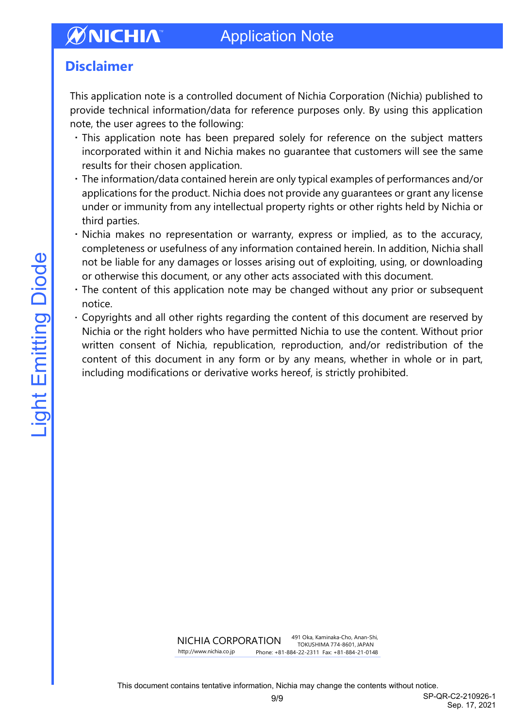## Disclaimer

This application note is a controlled document of Nichia Corporation (Nichia) published to provide technical information/data for reference purposes only. By using this application note, the user agrees to the following:

- This application note has been prepared solely for reference on the subject matters incorporated within it and Nichia makes no guarantee that customers will see the same results for their chosen application.
- The information/data contained herein are only typical examples of performances and/or applications for the product. Nichia does not provide any guarantees or grant any license under or immunity from any intellectual property rights or other rights held by Nichia or third parties.
- Nichia makes no representation or warranty, express or implied, as to the accuracy, completeness or usefulness of any information contained herein. In addition, Nichia shall not be liable for any damages or losses arising out of exploiting, using, or downloading or otherwise this document, or any other acts associated with this document.
- The content of this application note may be changed without any prior or subsequent notice.
- Copyrights and all other rights regarding the content of this document are reserved by Nichia or the right holders who have permitted Nichia to use the content. Without prior written consent of Nichia, republication, reproduction, and/or redistribution of the content of this document in any form or by any means, whether in whole or in part, including modifications or derivative works hereof, is strictly prohibited.

NICHIA CORPORATION
491 Oka, Kaminaka-Cho, Anan-Shi, TOKUSHIMA 774-8601, JAPAN
http://www.nichia.co.jp
Phone: +81-884-22-2311 Fax: +81-884-21-0148